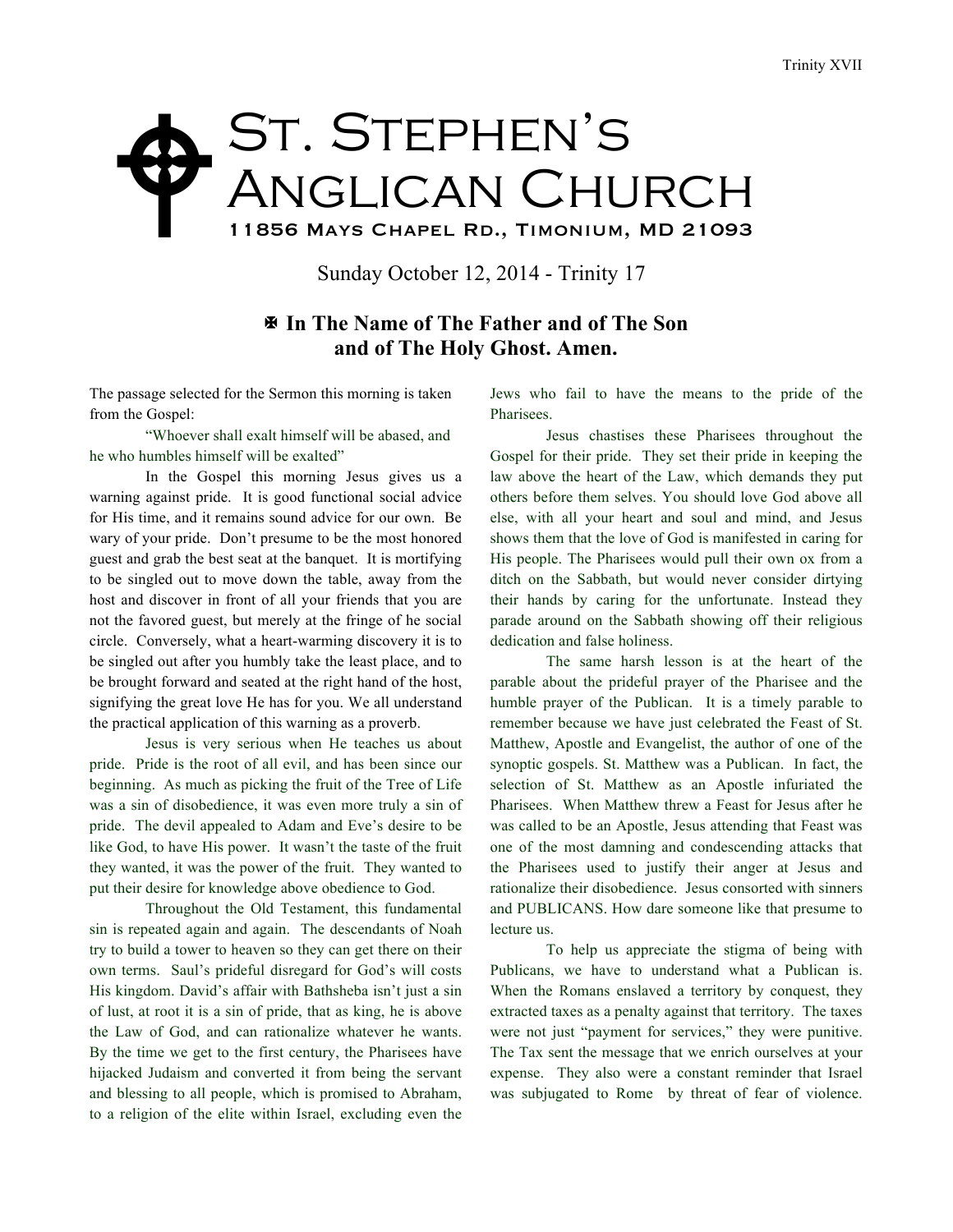# St. Stephen's Anglican Church

11856 Mays Chapel Rd., Timonium, MD 21093

Sunday October 12, 2014 - Trinity 17

**✠ In The Name of The Father and of The Son and of The Holy Ghost. Amen.**

The passage selected for the Sermon this morning is taken from the Gospel:

"Whoever shall exalt himself will be abased, and he who humbles himself will be exalted"

In the Gospel this morning Jesus gives us a warning against pride. It is good functional social advice for His time, and it remains sound advice for our own. Be wary of your pride. Don't presume to be the most honored guest and grab the best seat at the banquet. It is mortifying to be singled out to move down the table, away from the host and discover in front of all your friends that you are not the favored guest, but merely at the fringe of he social circle. Conversely, what a heart-warming discovery it is to be singled out after you humbly take the least place, and to be brought forward and seated at the right hand of the host, signifying the great love He has for you. We all understand the practical application of this warning as a proverb.

Jesus is very serious when He teaches us about pride. Pride is the root of all evil, and has been since our beginning. As much as picking the fruit of the Tree of Life was a sin of disobedience, it was even more truly a sin of pride. The devil appealed to Adam and Eve's desire to be like God, to have His power. It wasn't the taste of the fruit they wanted, it was the power of the fruit. They wanted to put their desire for knowledge above obedience to God.

Throughout the Old Testament, this fundamental sin is repeated again and again. The descendants of Noah try to build a tower to heaven so they can get there on their own terms. Saul's prideful disregard for God's will costs His kingdom. David's affair with Bathsheba isn't just a sin of lust, at root it is a sin of pride, that as king, he is above the Law of God, and can rationalize whatever he wants. By the time we get to the first century, the Pharisees have hijacked Judaism and converted it from being the servant and blessing to all people, which is promised to Abraham, to a religion of the elite within Israel, excluding even the Jews who fail to have the means to the pride of the Pharisees.

Jesus chastises these Pharisees throughout the Gospel for their pride. They set their pride in keeping the law above the heart of the Law, which demands they put others before them selves. You should love God above all else, with all your heart and soul and mind, and Jesus shows them that the love of God is manifested in caring for His people. The Pharisees would pull their own ox from a ditch on the Sabbath, but would never consider dirtying their hands by caring for the unfortunate. Instead they parade around on the Sabbath showing off their religious dedication and false holiness.

The same harsh lesson is at the heart of the parable about the prideful prayer of the Pharisee and the humble prayer of the Publican. It is a timely parable to remember because we have just celebrated the Feast of St. Matthew, Apostle and Evangelist, the author of one of the synoptic gospels. St. Matthew was a Publican. In fact, the selection of St. Matthew as an Apostle infuriated the Pharisees. When Matthew threw a Feast for Jesus after he was called to be an Apostle, Jesus attending that Feast was one of the most damning and condescending attacks that the Pharisees used to justify their anger at Jesus and rationalize their disobedience. Jesus consorted with sinners and PUBLICANS. How dare someone like that presume to lecture us.

To help us appreciate the stigma of being with Publicans, we have to understand what a Publican is. When the Romans enslaved a territory by conquest, they extracted taxes as a penalty against that territory. The taxes were not just "payment for services," they were punitive. The Tax sent the message that we enrich ourselves at your expense. They also were a constant reminder that Israel was subjugated to Rome by threat of fear of violence.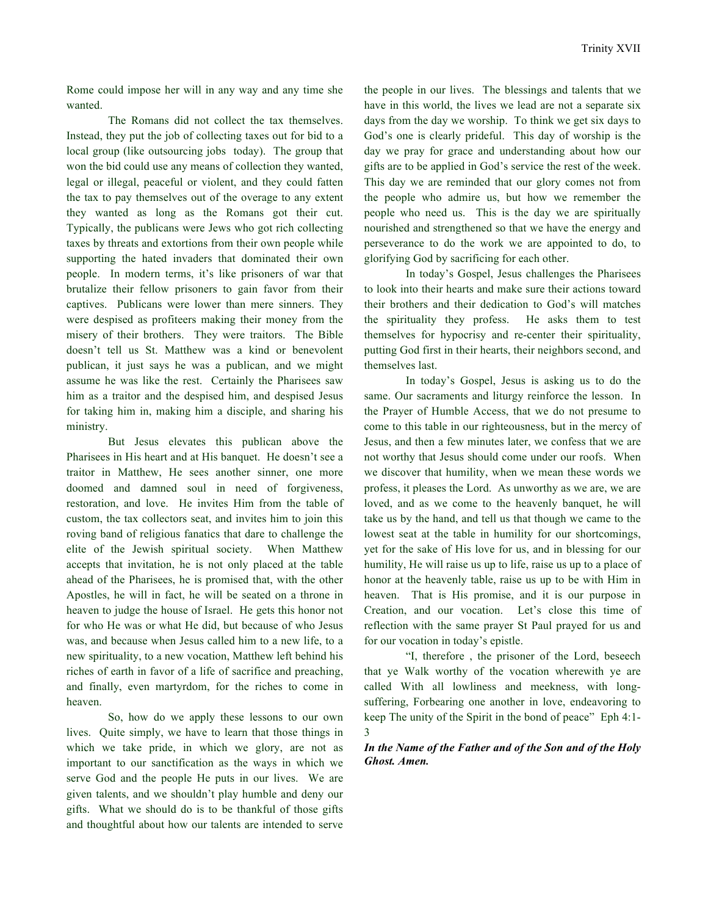Rome could impose her will in any way and any time she wanted.

The Romans did not collect the tax themselves. Instead, they put the job of collecting taxes out for bid to a local group (like outsourcing jobs today). The group that won the bid could use any means of collection they wanted, legal or illegal, peaceful or violent, and they could fatten the tax to pay themselves out of the overage to any extent they wanted as long as the Romans got their cut. Typically, the publicans were Jews who got rich collecting taxes by threats and extortions from their own people while supporting the hated invaders that dominated their own people. In modern terms, it's like prisoners of war that brutalize their fellow prisoners to gain favor from their captives. Publicans were lower than mere sinners. They were despised as profiteers making their money from the misery of their brothers. They were traitors. The Bible doesn't tell us St. Matthew was a kind or benevolent publican, it just says he was a publican, and we might assume he was like the rest. Certainly the Pharisees saw him as a traitor and the despised him, and despised Jesus for taking him in, making him a disciple, and sharing his ministry.

But Jesus elevates this publican above the Pharisees in His heart and at His banquet. He doesn't see a traitor in Matthew, He sees another sinner, one more doomed and damned soul in need of forgiveness, restoration, and love. He invites Him from the table of custom, the tax collectors seat, and invites him to join this roving band of religious fanatics that dare to challenge the elite of the Jewish spiritual society. When Matthew accepts that invitation, he is not only placed at the table ahead of the Pharisees, he is promised that, with the other Apostles, he will in fact, he will be seated on a throne in heaven to judge the house of Israel. He gets this honor not for who He was or what He did, but because of who Jesus was, and because when Jesus called him to a new life, to a new spirituality, to a new vocation, Matthew left behind his riches of earth in favor of a life of sacrifice and preaching, and finally, even martyrdom, for the riches to come in heaven.

So, how do we apply these lessons to our own lives. Quite simply, we have to learn that those things in which we take pride, in which we glory, are not as important to our sanctification as the ways in which we serve God and the people He puts in our lives. We are given talents, and we shouldn't play humble and deny our gifts. What we should do is to be thankful of those gifts and thoughtful about how our talents are intended to serve the people in our lives. The blessings and talents that we have in this world, the lives we lead are not a separate six days from the day we worship. To think we get six days to God's one is clearly prideful. This day of worship is the day we pray for grace and understanding about how our gifts are to be applied in God's service the rest of the week. This day we are reminded that our glory comes not from the people who admire us, but how we remember the people who need us. This is the day we are spiritually nourished and strengthened so that we have the energy and perseverance to do the work we are appointed to do, to glorifying God by sacrificing for each other.

In today's Gospel, Jesus challenges the Pharisees to look into their hearts and make sure their actions toward their brothers and their dedication to God's will matches the spirituality they profess. He asks them to test themselves for hypocrisy and re-center their spirituality, putting God first in their hearts, their neighbors second, and themselves last.

In today's Gospel, Jesus is asking us to do the same. Our sacraments and liturgy reinforce the lesson. In the Prayer of Humble Access, that we do not presume to come to this table in our righteousness, but in the mercy of Jesus, and then a few minutes later, we confess that we are not worthy that Jesus should come under our roofs. When we discover that humility, when we mean these words we profess, it pleases the Lord. As unworthy as we are, we are loved, and as we come to the heavenly banquet, he will take us by the hand, and tell us that though we came to the lowest seat at the table in humility for our shortcomings, yet for the sake of His love for us, and in blessing for our humility, He will raise us up to life, raise us up to a place of honor at the heavenly table, raise us up to be with Him in heaven. That is His promise, and it is our purpose in Creation, and our vocation. Let's close this time of reflection with the same prayer St Paul prayed for us and for our vocation in today's epistle.

"I, therefore , the prisoner of the Lord, beseech that ye Walk worthy of the vocation wherewith ye are called With all lowliness and meekness, with long-suffering, Forbearing one another in love, endeavoring to keep The unity of the Spirit in the bond of peace" Eph 4:1-3

***In the Name of the Father and of the Son and of the Holy Ghost. Amen.***